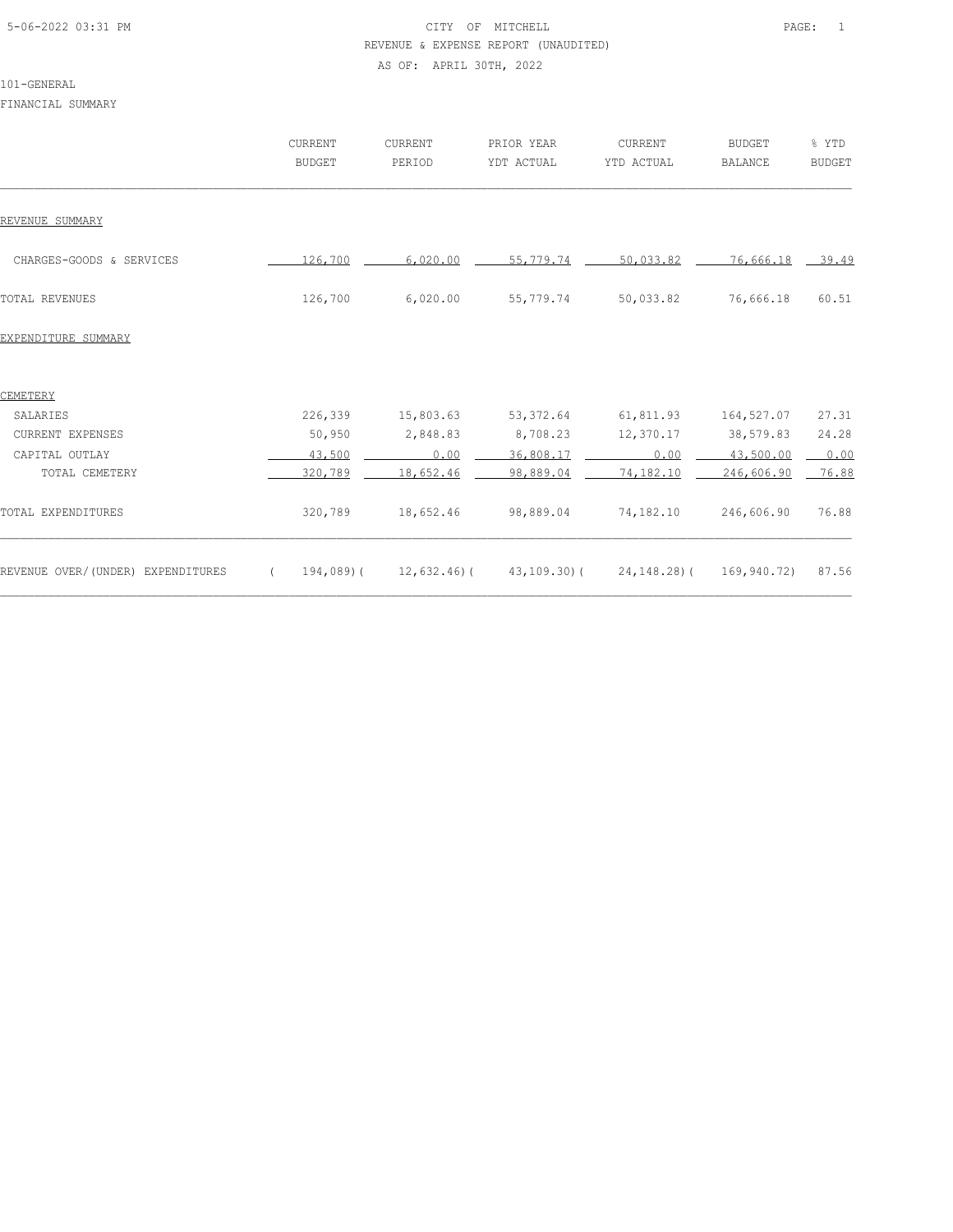CITY OF MITCHELL

REVENUE & EXPENSE REPORT (UNAUDITED)

AS OF: APRIL 30TH, 2022

101-GENERAL

FINANCIAL SUMMARY

| | CURRENT BUDGET | CURRENT PERIOD | PRIOR YEAR YDT ACTUAL | CURRENT YTD ACTUAL | BUDGET BALANCE | % YTD BUDGET |
|---|---|---|---|---|---|---|
| REVENUE SUMMARY | | | | | | |
| CHARGES-GOODS & SERVICES | 126,700 | 6,020.00 | 55,779.74 | 50,033.82 | 76,666.18 | 39.49 |
| TOTAL REVENUES | 126,700 | 6,020.00 | 55,779.74 | 50,033.82 | 76,666.18 | 60.51 |
| EXPENDITURE SUMMARY | | | | | | |
| CEMETERY | | | | | | |
| SALARIES | 226,339 | 15,803.63 | 53,372.64 | 61,811.93 | 164,527.07 | 27.31 |
| CURRENT EXPENSES | 50,950 | 2,848.83 | 8,708.23 | 12,370.17 | 38,579.83 | 24.28 |
| CAPITAL OUTLAY | 43,500 | 0.00 | 36,808.17 | 0.00 | 43,500.00 | 0.00 |
| TOTAL CEMETERY | 320,789 | 18,652.46 | 98,889.04 | 74,182.10 | 246,606.90 | 76.88 |
| TOTAL EXPENDITURES | 320,789 | 18,652.46 | 98,889.04 | 74,182.10 | 246,606.90 | 76.88 |
| REVENUE OVER/(UNDER) EXPENDITURES | ( 194,089) | ( 12,632.46) | ( 43,109.30) | ( 24,148.28) | ( 169,940.72) | 87.56 |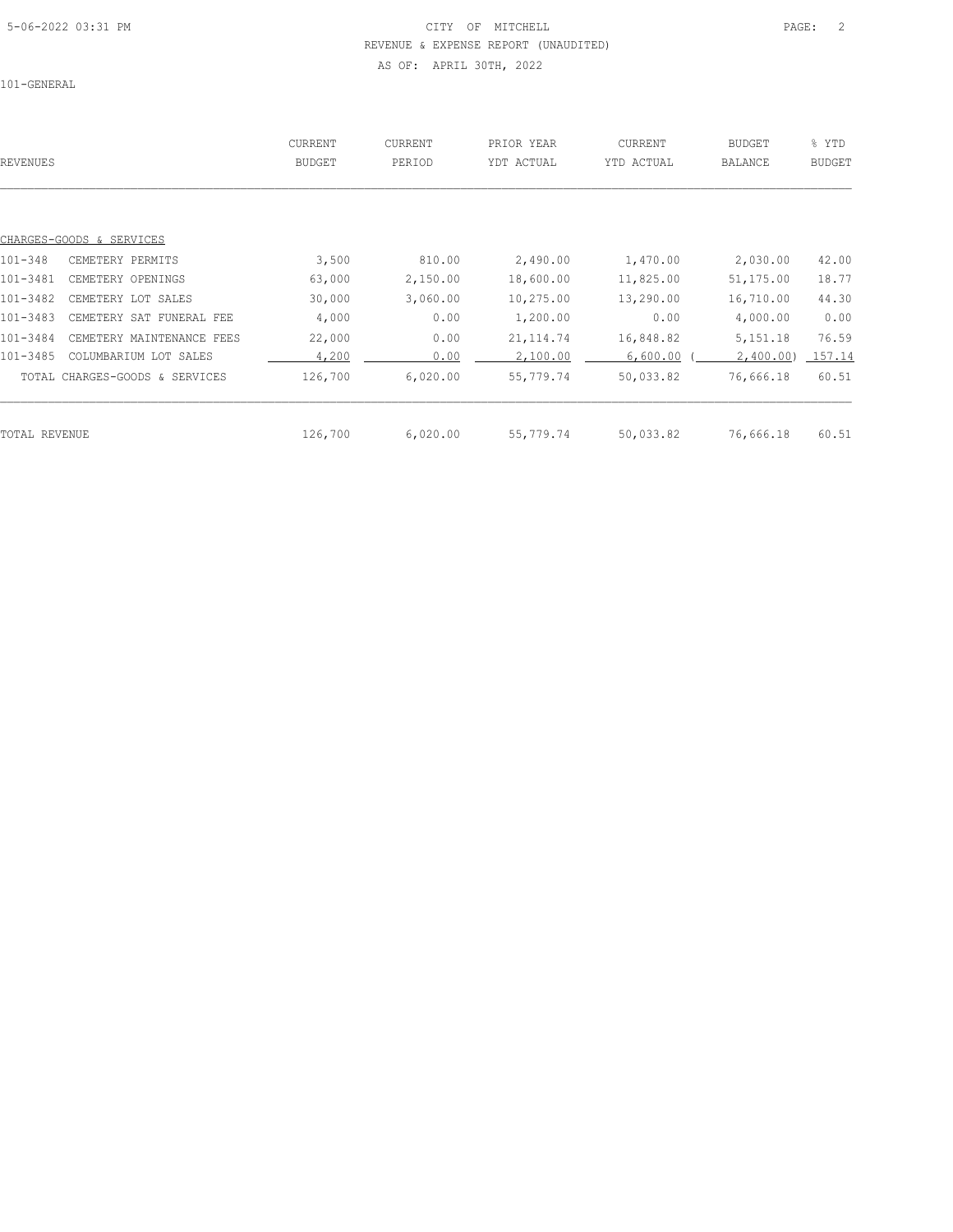CITY OF MITCHELL

REVENUE & EXPENSE REPORT (UNAUDITED)

AS OF: APRIL 30TH, 2022

101-GENERAL

| REVENUES | | CURRENT BUDGET | CURRENT PERIOD | PRIOR YEAR YTD ACTUAL | CURRENT YTD ACTUAL | BUDGET BALANCE | % YTD BUDGET |
|---|---|---|---|---|---|---|---|
| CHARGES-GOODS & SERVICES | | | | | | | |
| 101-348 | CEMETERY PERMITS | 3,500 | 810.00 | 2,490.00 | 1,470.00 | 2,030.00 | 42.00 |
| 101-3481 | CEMETERY OPENINGS | 63,000 | 2,150.00 | 18,600.00 | 11,825.00 | 51,175.00 | 18.77 |
| 101-3482 | CEMETERY LOT SALES | 30,000 | 3,060.00 | 10,275.00 | 13,290.00 | 16,710.00 | 44.30 |
| 101-3483 | CEMETERY SAT FUNERAL FEE | 4,000 | 0.00 | 1,200.00 | 0.00 | 4,000.00 | 0.00 |
| 101-3484 | CEMETERY MAINTENANCE FEES | 22,000 | 0.00 | 21,114.74 | 16,848.82 | 5,151.18 | 76.59 |
| 101-3485 | COLUMBARIUM LOT SALES | 4,200 | 0.00 | 2,100.00 | 6,600.00 | ( 2,400.00) | 157.14 |
| TOTAL CHARGES-GOODS & SERVICES | | 126,700 | 6,020.00 | 55,779.74 | 50,033.82 | 76,666.18 | 60.51 |
| TOTAL REVENUE | | 126,700 | 6,020.00 | 55,779.74 | 50,033.82 | 76,666.18 | 60.51 |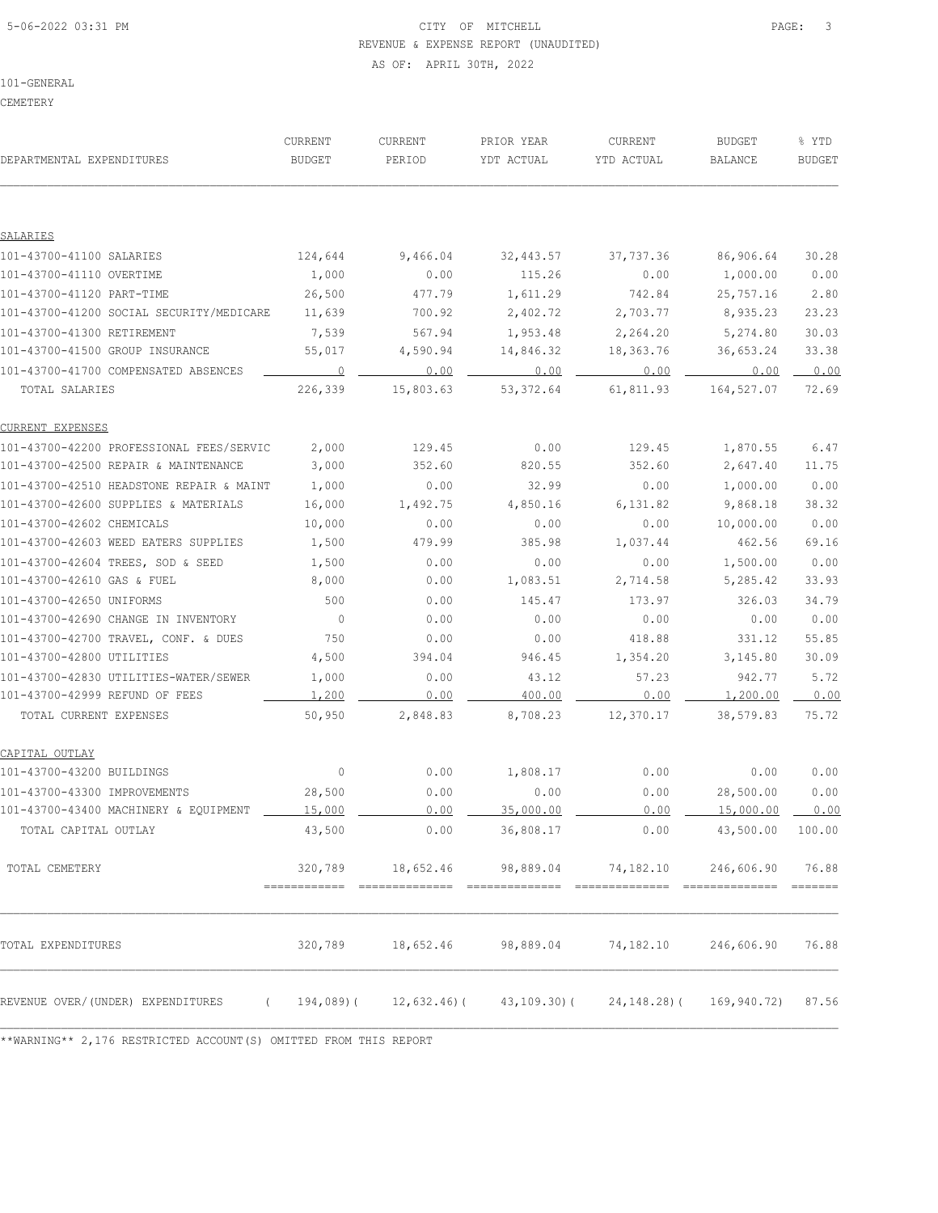CITY OF MITCHELL

REVENUE & EXPENSE REPORT (UNAUDITED)

AS OF: APRIL 30TH, 2022

101-GENERAL

CEMETERY

| DEPARTMENTAL EXPENDITURES | CURRENT BUDGET | CURRENT PERIOD | PRIOR YEAR YDT ACTUAL | CURRENT YTD ACTUAL | BUDGET BALANCE | % YTD BUDGET |
|---|---|---|---|---|---|---|
| SALARIES | | | | | | |
| 101-43700-41100 SALARIES | 124,644 | 9,466.04 | 32,443.57 | 37,737.36 | 86,906.64 | 30.28 |
| 101-43700-41110 OVERTIME | 1,000 | 0.00 | 115.26 | 0.00 | 1,000.00 | 0.00 |
| 101-43700-41120 PART-TIME | 26,500 | 477.79 | 1,611.29 | 742.84 | 25,757.16 | 2.80 |
| 101-43700-41200 SOCIAL SECURITY/MEDICARE | 11,639 | 700.92 | 2,402.72 | 2,703.77 | 8,935.23 | 23.23 |
| 101-43700-41300 RETIREMENT | 7,539 | 567.94 | 1,953.48 | 2,264.20 | 5,274.80 | 30.03 |
| 101-43700-41500 GROUP INSURANCE | 55,017 | 4,590.94 | 14,846.32 | 18,363.76 | 36,653.24 | 33.38 |
| 101-43700-41700 COMPENSATED ABSENCES | 0 | 0.00 | 0.00 | 0.00 | 0.00 | 0.00 |
| TOTAL SALARIES | 226,339 | 15,803.63 | 53,372.64 | 61,811.93 | 164,527.07 | 72.69 |
| CURRENT EXPENSES | | | | | | |
| 101-43700-42200 PROFESSIONAL FEES/SERVIC | 2,000 | 129.45 | 0.00 | 129.45 | 1,870.55 | 6.47 |
| 101-43700-42500 REPAIR & MAINTENANCE | 3,000 | 352.60 | 820.55 | 352.60 | 2,647.40 | 11.75 |
| 101-43700-42510 HEADSTONE REPAIR & MAINT | 1,000 | 0.00 | 32.99 | 0.00 | 1,000.00 | 0.00 |
| 101-43700-42600 SUPPLIES & MATERIALS | 16,000 | 1,492.75 | 4,850.16 | 6,131.82 | 9,868.18 | 38.32 |
| 101-43700-42602 CHEMICALS | 10,000 | 0.00 | 0.00 | 0.00 | 10,000.00 | 0.00 |
| 101-43700-42603 WEED EATERS SUPPLIES | 1,500 | 479.99 | 385.98 | 1,037.44 | 462.56 | 69.16 |
| 101-43700-42604 TREES, SOD & SEED | 1,500 | 0.00 | 0.00 | 0.00 | 1,500.00 | 0.00 |
| 101-43700-42610 GAS & FUEL | 8,000 | 0.00 | 1,083.51 | 2,714.58 | 5,285.42 | 33.93 |
| 101-43700-42650 UNIFORMS | 500 | 0.00 | 145.47 | 173.97 | 326.03 | 34.79 |
| 101-43700-42690 CHANGE IN INVENTORY | 0 | 0.00 | 0.00 | 0.00 | 0.00 | 0.00 |
| 101-43700-42700 TRAVEL, CONF. & DUES | 750 | 0.00 | 0.00 | 418.88 | 331.12 | 55.85 |
| 101-43700-42800 UTILITIES | 4,500 | 394.04 | 946.45 | 1,354.20 | 3,145.80 | 30.09 |
| 101-43700-42830 UTILITIES-WATER/SEWER | 1,000 | 0.00 | 43.12 | 57.23 | 942.77 | 5.72 |
| 101-43700-42999 REFUND OF FEES | 1,200 | 0.00 | 400.00 | 0.00 | 1,200.00 | 0.00 |
| TOTAL CURRENT EXPENSES | 50,950 | 2,848.83 | 8,708.23 | 12,370.17 | 38,579.83 | 75.72 |
| CAPITAL OUTLAY | | | | | | |
| 101-43700-43200 BUILDINGS | 0 | 0.00 | 1,808.17 | 0.00 | 0.00 | 0.00 |
| 101-43700-43300 IMPROVEMENTS | 28,500 | 0.00 | 0.00 | 0.00 | 28,500.00 | 0.00 |
| 101-43700-43400 MACHINERY & EQUIPMENT | 15,000 | 0.00 | 35,000.00 | 0.00 | 15,000.00 | 0.00 |
| TOTAL CAPITAL OUTLAY | 43,500 | 0.00 | 36,808.17 | 0.00 | 43,500.00 | 100.00 |
| TOTAL CEMETERY | 320,789 | 18,652.46 | 98,889.04 | 74,182.10 | 246,606.90 | 76.88 |
| TOTAL EXPENDITURES | 320,789 | 18,652.46 | 98,889.04 | 74,182.10 | 246,606.90 | 76.88 |
| REVENUE OVER/(UNDER) EXPENDITURES | ( 194,089) | ( 12,632.46) | ( 43,109.30) | ( 24,148.28) | ( 169,940.72) | 87.56 |

**WARNING** 2,176 RESTRICTED ACCOUNT(S) OMITTED FROM THIS REPORT